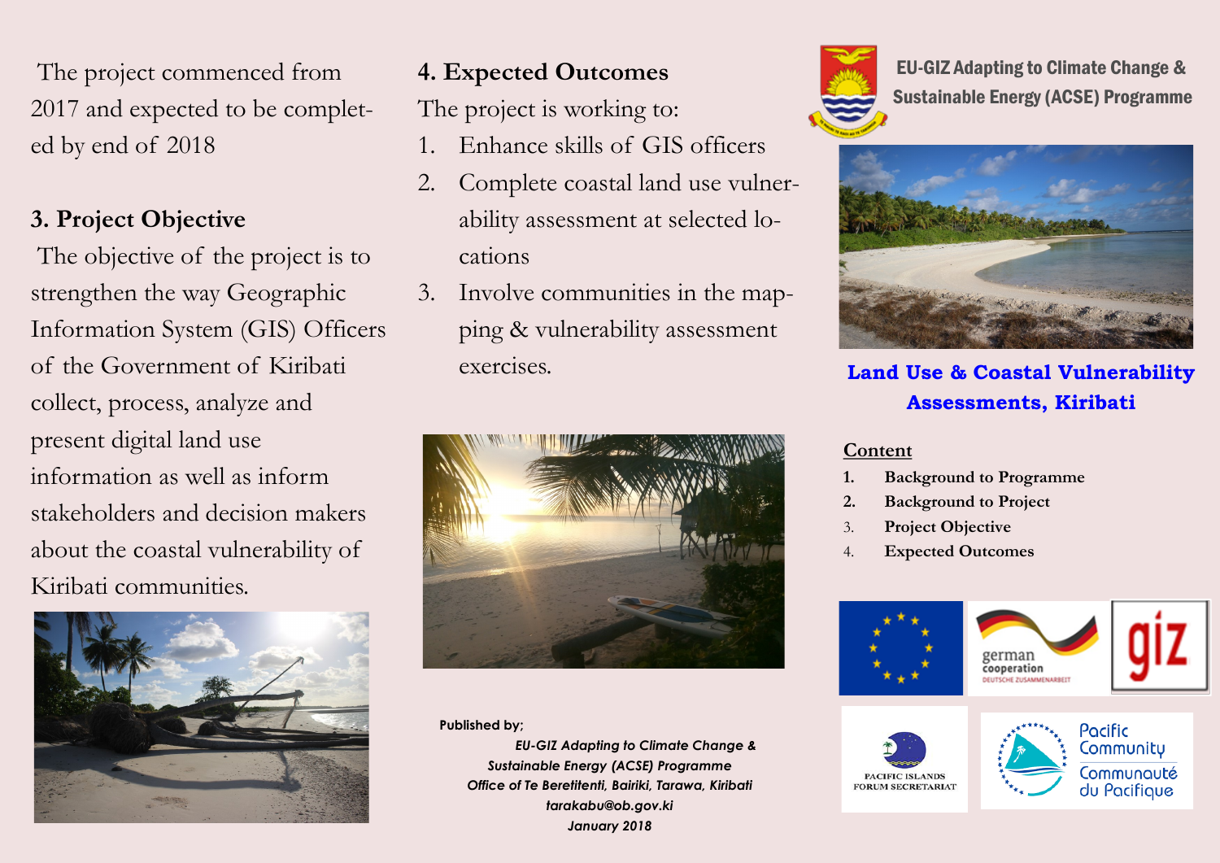The project commenced from 2017 and expected to be completed by end of 2018

## 3. Project Objective

The objective of the project is to strengthen the way Geographic Information System (GIS) Officers of the Government of Kiribati collect, process, analyze and present digital land use information as well as inform stakeholders and decision makers about the coastal vulnerability of Kiribati communities.

## 4. Expected Outcomes

The project is working to:

1. Enhance skills of GIS officers
2. Complete coastal land use vulnerability assessment at selected locations
3. Involve communities in the mapping & vulnerability assessment exercises.

**Published by;**

*EU-GIZ Adapting to Climate Change & Sustainable Energy (ACSE) Programme*
*Office of Te Beretitenti, Bairiki, Tarawa, Kiribati*
*tarakabu@ob.gov.ki*
*January 2018*

**EU-GIZ Adapting to Climate Change & Sustainable Energy (ACSE) Programme**

# Land Use & Coastal Vulnerability Assessments, Kiribati

**Content**

1. **Background to Programme**
2. **Background to Project**
3. **Project Objective**
4. **Expected Outcomes**

german cooperation
DEUTSCHE ZUSAMMENARBEIT

giz

PACIFIC ISLANDS FORUM SECRETARIAT

Pacific Community
Communauté du Pacifique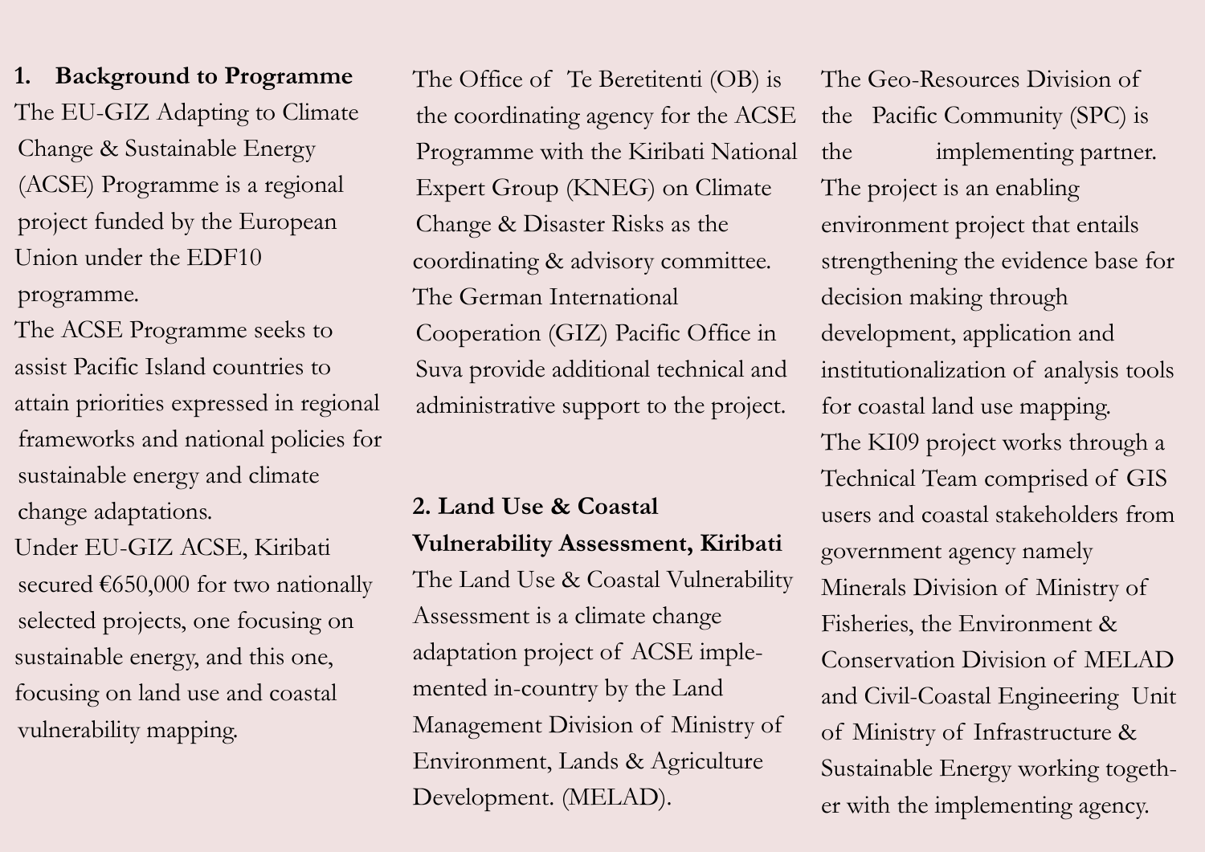## 1. Background to Programme

The EU-GIZ Adapting to Climate Change & Sustainable Energy (ACSE) Programme is a regional project funded by the European Union under the EDF10 programme.

The ACSE Programme seeks to assist Pacific Island countries to attain priorities expressed in regional frameworks and national policies for sustainable energy and climate change adaptations.

Under EU-GIZ ACSE, Kiribati secured €650,000 for two nationally selected projects, one focusing on sustainable energy, and this one, focusing on land use and coastal vulnerability mapping.

The Office of Te Beretitenti (OB) is the coordinating agency for the ACSE Programme with the Kiribati National Expert Group (KNEG) on Climate Change & Disaster Risks as the coordinating & advisory committee.

The German International Cooperation (GIZ) Pacific Office in Suva provide additional technical and administrative support to the project.

## 2. Land Use & Coastal Vulnerability Assessment, Kiribati

The Land Use & Coastal Vulnerability Assessment is a climate change adaptation project of ACSE implemented in-country by the Land Management Division of Ministry of Environment, Lands & Agriculture Development. (MELAD).

The Geo-Resources Division of the Pacific Community (SPC) is the implementing partner.

The project is an enabling environment project that entails strengthening the evidence base for decision making through development, application and institutionalization of analysis tools for coastal land use mapping.

The KI09 project works through a Technical Team comprised of GIS users and coastal stakeholders from government agency namely Minerals Division of Ministry of Fisheries, the Environment & Conservation Division of MELAD and Civil-Coastal Engineering Unit of Ministry of Infrastructure & Sustainable Energy working together with the implementing agency.